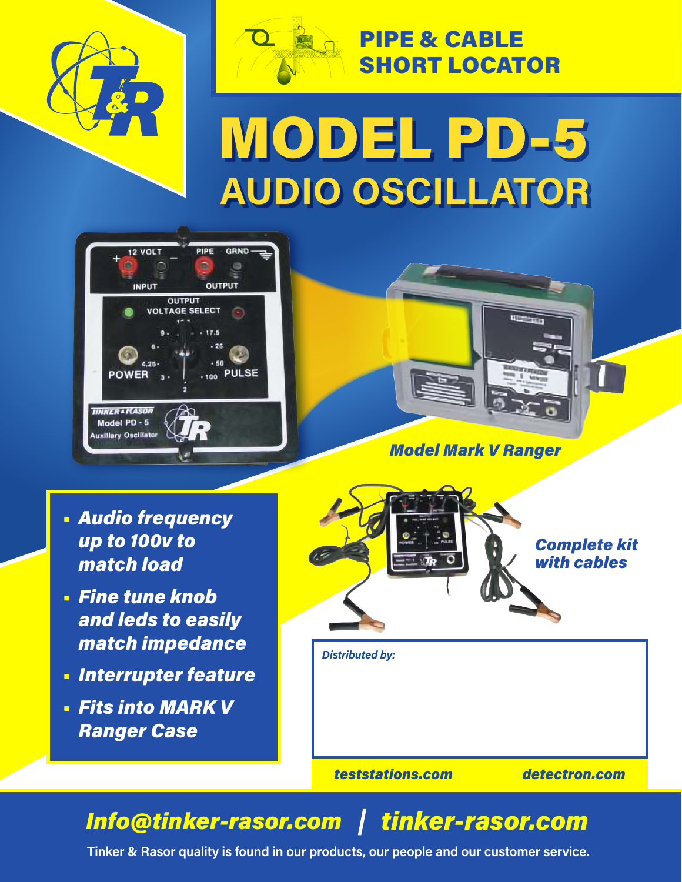## PIPE & CABLE SHORT LOCATOR

# MODEL PD-5

## AUDIO OSCILLATOR

*Model Mark V Ranger*

- ***Audio frequency up to 100v to match load***
- ***Fine tune knob and leds to easily match impedance***
- ***Interrupter feature***
- ***Fits into MARK V Ranger Case***

*Complete kit with cables*

*Distributed by:*

***teststations.com*** ***detectron.com***

***Info@tinker-rasor.com | tinker-rasor.com***

**Tinker & Rasor quality is found in our products, our people and our customer service.**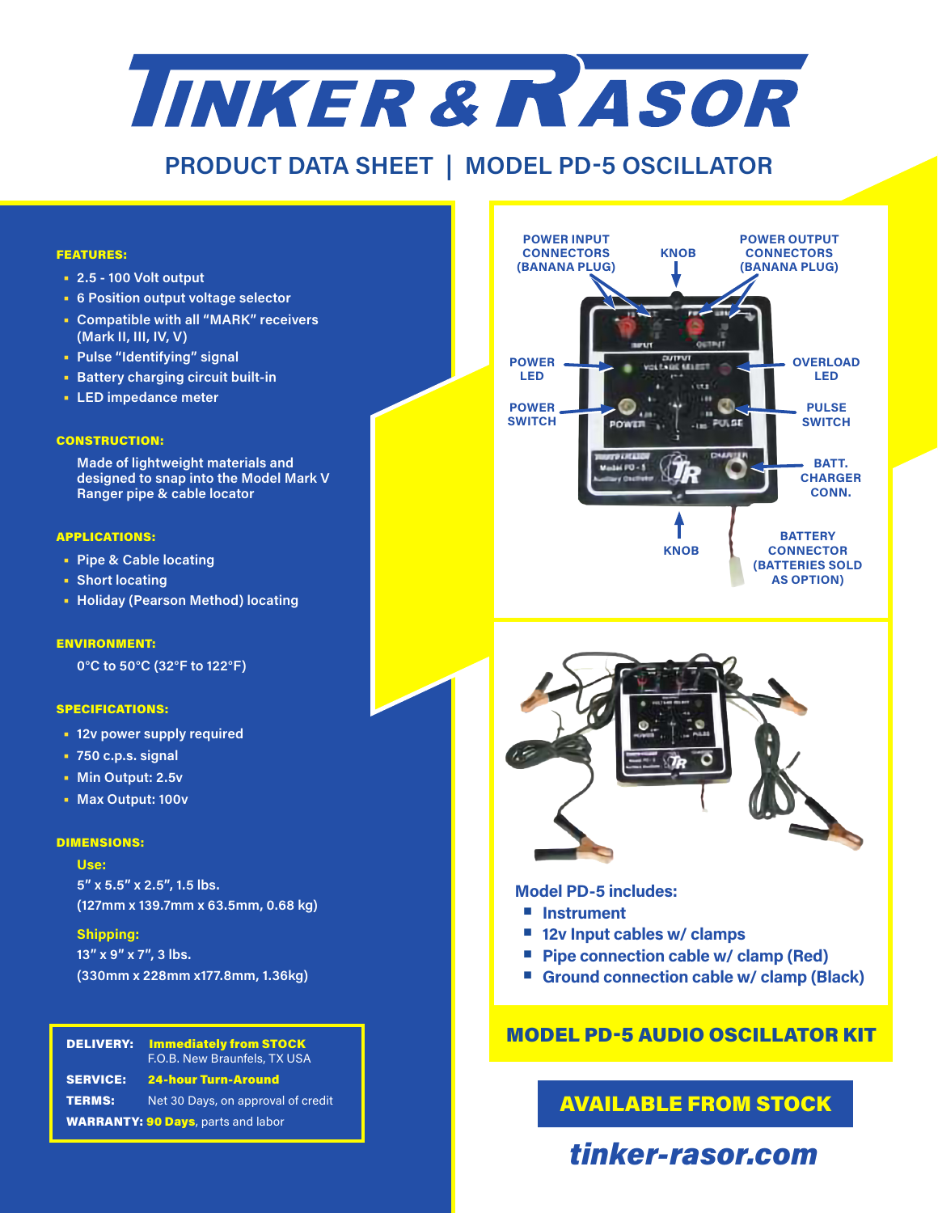# TINKER & RASOR

## PRODUCT DATA SHEET | MODEL PD-5 OSCILLATOR

**FEATURES:**

- 2.5 - 100 Volt output
- 6 Position output voltage selector
- Compatible with all "MARK" receivers (Mark II, III, IV, V)
- Pulse "Identifying" signal
- Battery charging circuit built-in
- LED impedance meter

**CONSTRUCTION:**

Made of lightweight materials and designed to snap into the Model Mark V Ranger pipe & cable locator

**APPLICATIONS:**

- Pipe & Cable locating
- Short locating
- Holiday (Pearson Method) locating

**ENVIRONMENT:**

0°C to 50°C (32°F to 122°F)

**SPECIFICATIONS:**

- 12v power supply required
- 750 c.p.s. signal
- Min Output: 2.5v
- Max Output: 100v

**DIMENSIONS:**

**Use:**
5" x 5.5" x 2.5", 1.5 lbs.
(127mm x 139.7mm x 63.5mm, 0.68 kg)

**Shipping:**
13" x 9" x 7", 3 lbs.
(330mm x 228mm x177.8mm, 1.36kg)

| | |
|---|---|
| **DELIVERY:** | **Immediately from STOCK** F.O.B. New Braunfels, TX USA |
| **SERVICE:** | **24-hour Turn-Around** |
| **TERMS:** | Net 30 Days, on approval of credit |
| **WARRANTY:** | **90 Days**, parts and labor |

POWER INPUT CONNECTORS (BANANA PLUG)
KNOB
POWER OUTPUT CONNECTORS (BANANA PLUG)
POWER LED
OVERLOAD LED
POWER SWITCH
PULSE SWITCH
BATT. CHARGER CONN.
KNOB
BATTERY CONNECTOR (BATTERIES SOLD AS OPTION)

**Model PD-5 includes:**

- Instrument
- 12v Input cables w/ clamps
- Pipe connection cable w/ clamp (Red)
- Ground connection cable w/ clamp (Black)

## MODEL PD-5 AUDIO OSCILLATOR KIT

**AVAILABLE FROM STOCK**

*tinker-rasor.com*